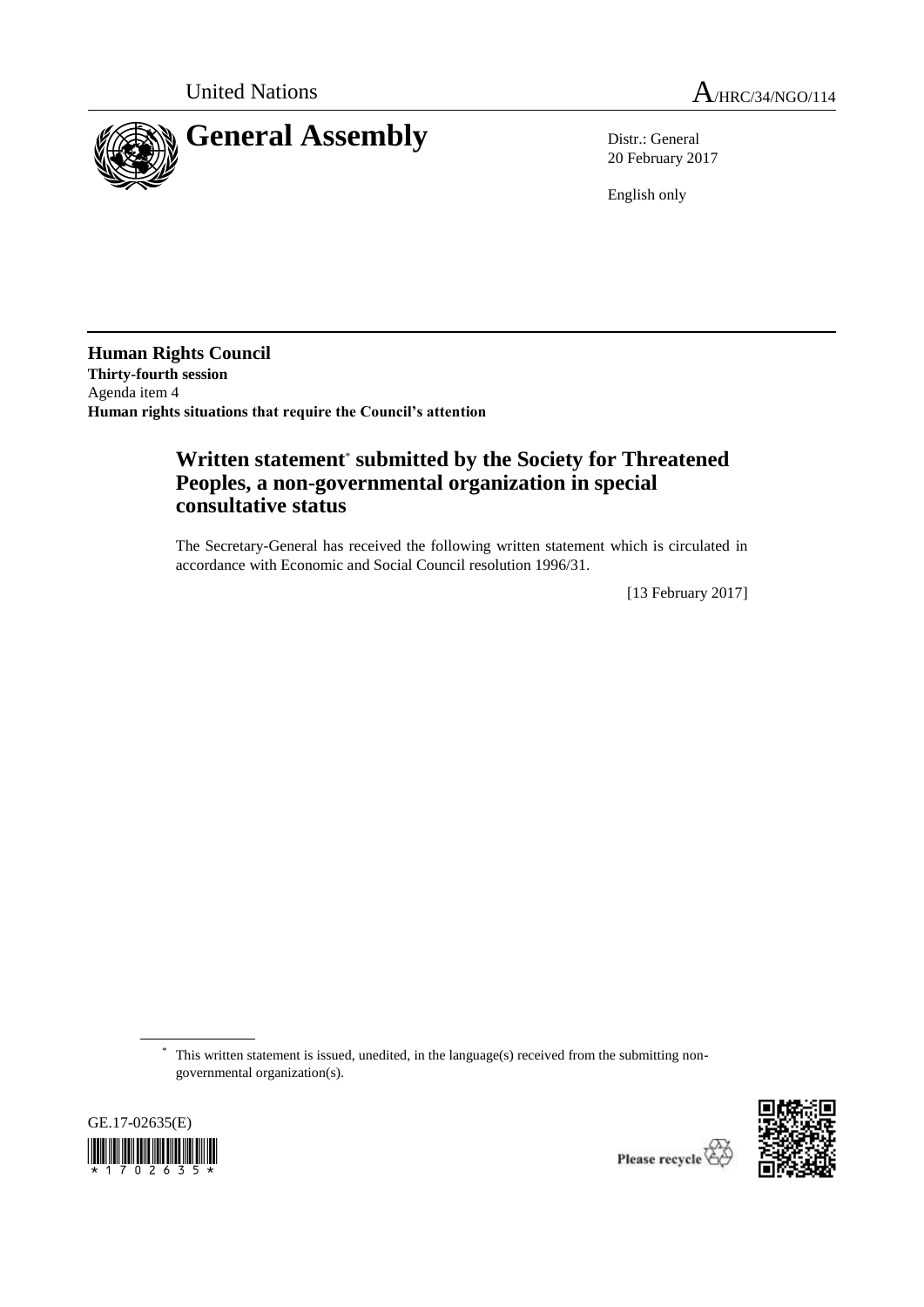United Nations A/HRC/34/NGO/114

# General Assembly

Distr.: General
20 February 2017

English only

**Human Rights Council**
**Thirty-fourth session**
Agenda item 4
**Human rights situations that require the Council's attention**

## Written statement* submitted by the Society for Threatened Peoples, a non-governmental organization in special consultative status

The Secretary-General has received the following written statement which is circulated in accordance with Economic and Social Council resolution 1996/31.

[13 February 2017]

* This written statement is issued, unedited, in the language(s) received from the submitting non-governmental organization(s).

GE.17-02635(E)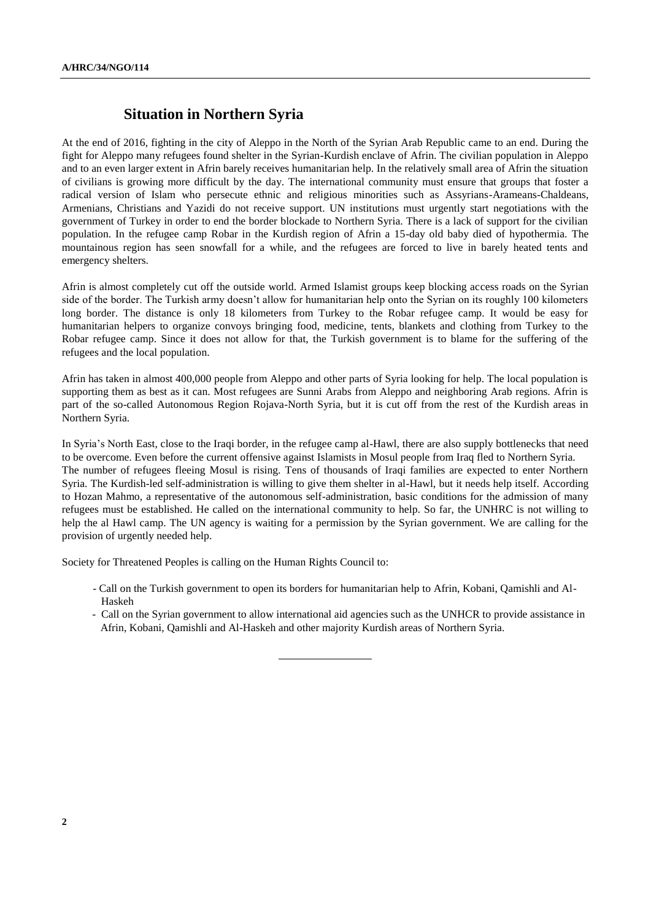## Situation in Northern Syria

At the end of 2016, fighting in the city of Aleppo in the North of the Syrian Arab Republic came to an end. During the fight for Aleppo many refugees found shelter in the Syrian-Kurdish enclave of Afrin. The civilian population in Aleppo and to an even larger extent in Afrin barely receives humanitarian help. In the relatively small area of Afrin the situation of civilians is growing more difficult by the day. The international community must ensure that groups that foster a radical version of Islam who persecute ethnic and religious minorities such as Assyrians-Arameans-Chaldeans, Armenians, Christians and Yazidi do not receive support. UN institutions must urgently start negotiations with the government of Turkey in order to end the border blockade to Northern Syria. There is a lack of support for the civilian population. In the refugee camp Robar in the Kurdish region of Afrin a 15-day old baby died of hypothermia. The mountainous region has seen snowfall for a while, and the refugees are forced to live in barely heated tents and emergency shelters.

Afrin is almost completely cut off the outside world. Armed Islamist groups keep blocking access roads on the Syrian side of the border. The Turkish army doesn't allow for humanitarian help onto the Syrian on its roughly 100 kilometers long border. The distance is only 18 kilometers from Turkey to the Robar refugee camp. It would be easy for humanitarian helpers to organize convoys bringing food, medicine, tents, blankets and clothing from Turkey to the Robar refugee camp. Since it does not allow for that, the Turkish government is to blame for the suffering of the refugees and the local population.

Afrin has taken in almost 400,000 people from Aleppo and other parts of Syria looking for help. The local population is supporting them as best as it can. Most refugees are Sunni Arabs from Aleppo and neighboring Arab regions. Afrin is part of the so-called Autonomous Region Rojava-North Syria, but it is cut off from the rest of the Kurdish areas in Northern Syria.

In Syria's North East, close to the Iraqi border, in the refugee camp al-Hawl, there are also supply bottlenecks that need to be overcome. Even before the current offensive against Islamists in Mosul people from Iraq fled to Northern Syria. The number of refugees fleeing Mosul is rising. Tens of thousands of Iraqi families are expected to enter Northern Syria. The Kurdish-led self-administration is willing to give them shelter in al-Hawl, but it needs help itself. According to Hozan Mahmo, a representative of the autonomous self-administration, basic conditions for the admission of many refugees must be established. He called on the international community to help. So far, the UNHRC is not willing to help the al Hawl camp. The UN agency is waiting for a permission by the Syrian government. We are calling for the provision of urgently needed help.

Society for Threatened Peoples is calling on the Human Rights Council to:

- Call on the Turkish government to open its borders for humanitarian help to Afrin, Kobani, Qamishli and Al-Haskeh
- Call on the Syrian government to allow international aid agencies such as the UNHCR to provide assistance in Afrin, Kobani, Qamishli and Al-Haskeh and other majority Kurdish areas of Northern Syria.